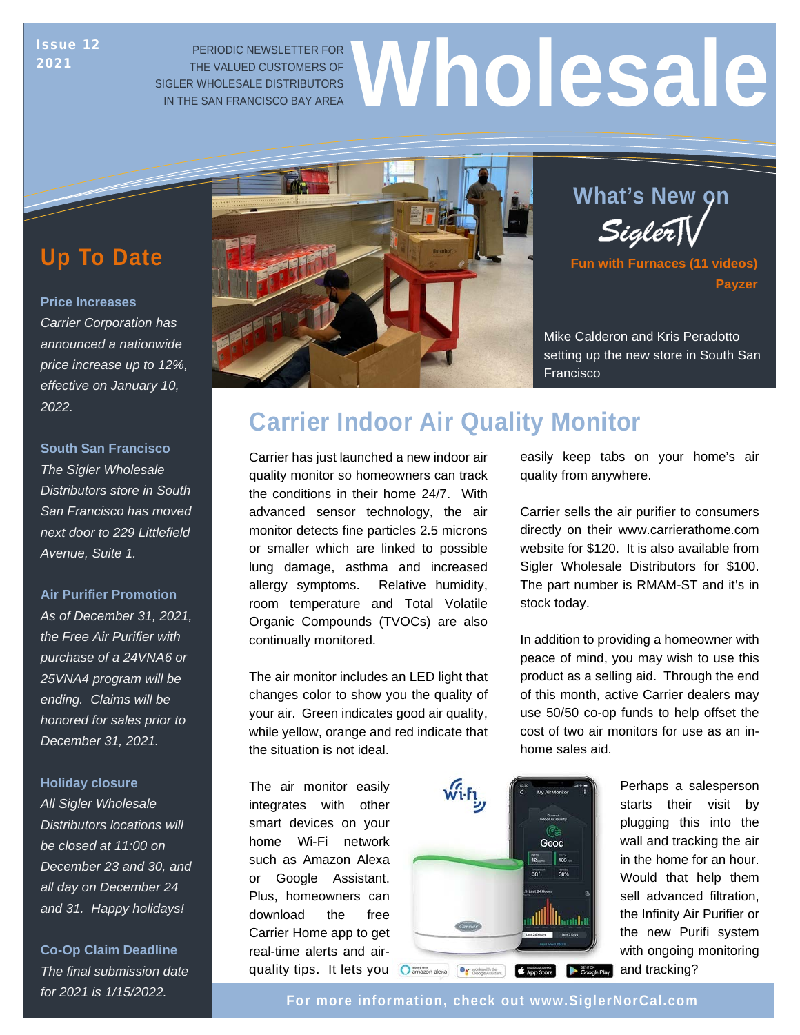Issue 12
2021

PERIODIC NEWSLETTER FOR THE VALUED CUSTOMERS OF SIGLER WHOLESALE DISTRIBUTORS IN THE SAN FRANCISCO BAY AREA

# Wholesale

## Up To Date

**Price Increases**
*Carrier Corporation has announced a nationwide price increase up to 12%, effective on January 10, 2022.*

**South San Francisco**
*The Sigler Wholesale Distributors store in South San Francisco has moved next door to 229 Littlefield Avenue, Suite 1.*

**Air Purifier Promotion**
*As of December 31, 2021, the Free Air Purifier with purchase of a 24VNA6 or 25VNA4 program will be ending. Claims will be honored for sales prior to December 31, 2021.*

**Holiday closure**
*All Sigler Wholesale Distributors locations will be closed at 11:00 on December 23 and 30, and all day on December 24 and 31. Happy holidays!*

**Co-Op Claim Deadline**
*The final submission date for 2021 is 1/15/2022.*

## What's New on SiglerTV

**Fun with Furnaces (11 videos)**

**Payzer**

Mike Calderon and Kris Peradotto setting up the new store in South San Francisco

## Carrier Indoor Air Quality Monitor

Carrier has just launched a new indoor air quality monitor so homeowners can track the conditions in their home 24/7. With advanced sensor technology, the air monitor detects fine particles 2.5 microns or smaller which are linked to possible lung damage, asthma and increased allergy symptoms. Relative humidity, room temperature and Total Volatile Organic Compounds (TVOCs) are also continually monitored.

The air monitor includes an LED light that changes color to show you the quality of your air. Green indicates good air quality, while yellow, orange and red indicate that the situation is not ideal.

The air monitor easily integrates with other smart devices on your home Wi-Fi network such as Amazon Alexa or Google Assistant. Plus, homeowners can download the free Carrier Home app to get real-time alerts and air-quality tips. It lets you easily keep tabs on your home's air quality from anywhere.

Carrier sells the air purifier to consumers directly on their www.carrierathome.com website for $120. It is also available from Sigler Wholesale Distributors for $100. The part number is RMAM-ST and it's in stock today.

In addition to providing a homeowner with peace of mind, you may wish to use this product as a selling aid. Through the end of this month, active Carrier dealers may use 50/50 co-op funds to help offset the cost of two air monitors for use as an in-home sales aid.

Perhaps a salesperson starts their visit by plugging this into the wall and tracking the air in the home for an hour. Would that help them sell advanced filtration, the Infinity Air Purifier or the new Purifi system with ongoing monitoring and tracking?

**For more information, check out www.SiglerNorCal.com**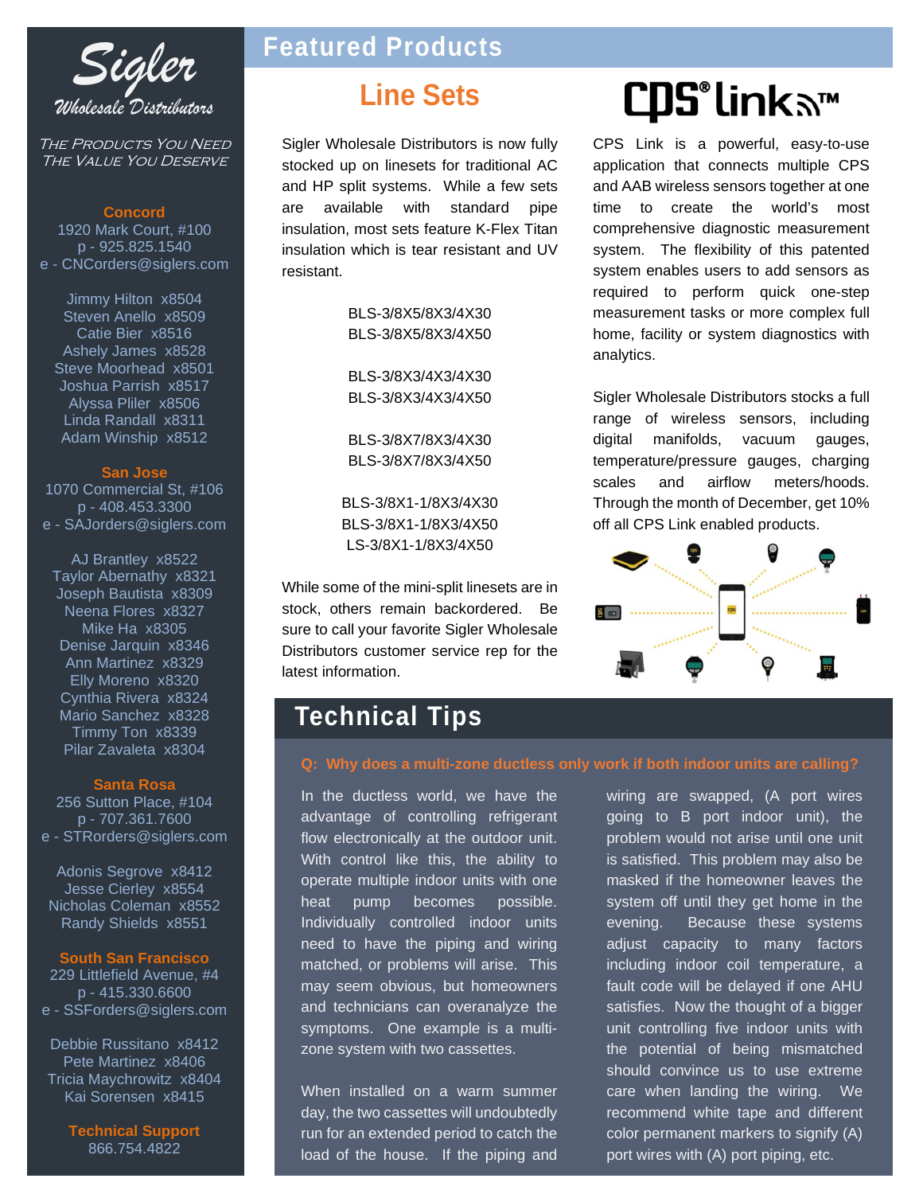# Sigler

*Wholesale Distributors*

*The Products You Need*
*The Value You Deserve*

**Concord**
1920 Mark Court, #100
p - 925.825.1540
e - CNCorders@siglers.com

Jimmy Hilton x8504
Steven Anello x8509
Catie Bier x8516
Ashely James x8528
Steve Moorhead x8501
Joshua Parrish x8517
Alyssa Pfiler x8506
Linda Randall x8311
Adam Winship x8512

**San Jose**
1070 Commercial St, #106
p - 408.453.3300
e - SAJorders@siglers.com

AJ Brantley x8522
Taylor Abernathy x8321
Joseph Bautista x8309
Neena Flores x8327
Mike Ha x8305
Denise Jarquin x8346
Ann Martinez x8329
Elly Moreno x8320
Cynthia Rivera x8324
Mario Sanchez x8328
Timmy Ton x8339
Pilar Zavaleta x8304

**Santa Rosa**
256 Sutton Place, #104
p - 707.361.7600
e - STRorders@siglers.com

Adonis Segrove x8412
Jesse Cierley x8554
Nicholas Coleman x8552
Randy Shields x8551

**South San Francisco**
229 Littlefield Avenue, #4
p - 415.330.6600
e - SSForders@siglers.com

Debbie Russitano x8412
Pete Martinez x8406
Tricia Maychrowitz x8404
Kai Sorensen x8415

**Technical Support**
866.754.4822

# Featured Products

## Line Sets

Sigler Wholesale Distributors is now fully stocked up on linesets for traditional AC and HP split systems. While a few sets are available with standard pipe insulation, most sets feature K-Flex Titan insulation which is tear resistant and UV resistant.

BLS-3/8X5/8X3/4X30
BLS-3/8X5/8X3/4X50

BLS-3/8X3/4X3/4X30
BLS-3/8X3/4X3/4X50

BLS-3/8X7/8X3/4X30
BLS-3/8X7/8X3/4X50

BLS-3/8X1-1/8X3/4X30
BLS-3/8X1-1/8X3/4X50
LS-3/8X1-1/8X3/4X50

While some of the mini-split linesets are in stock, others remain backordered. Be sure to call your favorite Sigler Wholesale Distributors customer service rep for the latest information.

## CPS® link™

CPS Link is a powerful, easy-to-use application that connects multiple CPS and AAB wireless sensors together at one time to create the world's most comprehensive diagnostic measurement system. The flexibility of this patented system enables users to add sensors as required to perform quick one-step measurement tasks or more complex full home, facility or system diagnostics with analytics.

Sigler Wholesale Distributors stocks a full range of wireless sensors, including digital manifolds, vacuum gauges, temperature/pressure gauges, charging scales and airflow meters/hoods. Through the month of December, get 10% off all CPS Link enabled products.

# Technical Tips

**Q: Why does a multi-zone ductless only work if both indoor units are calling?**

In the ductless world, we have the advantage of controlling refrigerant flow electronically at the outdoor unit. With control like this, the ability to operate multiple indoor units with one heat pump becomes possible. Individually controlled indoor units need to have the piping and wiring matched, or problems will arise. This may seem obvious, but homeowners and technicians can overanalyze the symptoms. One example is a multi-zone system with two cassettes.

When installed on a warm summer day, the two cassettes will undoubtedly run for an extended period to catch the load of the house. If the piping and wiring are swapped, (A port wires going to B port indoor unit), the problem would not arise until one unit is satisfied. This problem may also be masked if the homeowner leaves the system off until they get home in the evening. Because these systems adjust capacity to many factors including indoor coil temperature, a fault code will be delayed if one AHU satisfies. Now the thought of a bigger unit controlling five indoor units with the potential of being mismatched should convince us to use extreme care when landing the wiring. We recommend white tape and different color permanent markers to signify (A) port wires with (A) port piping, etc.